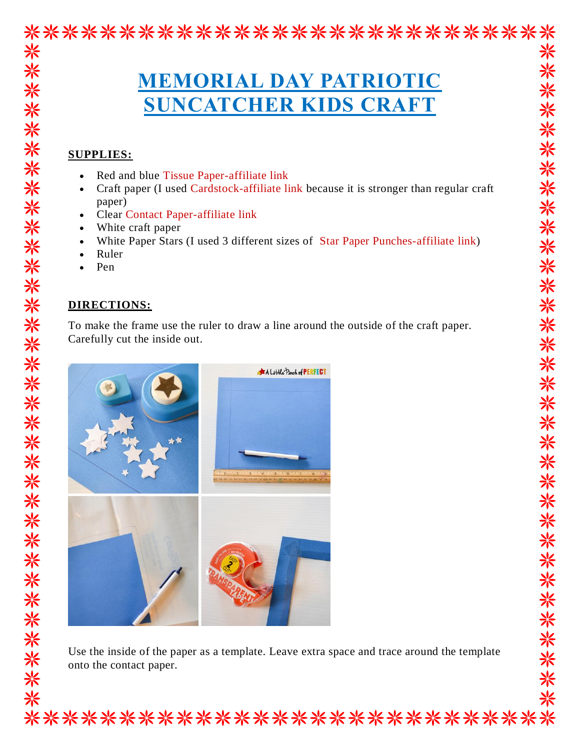# MEMORIAL DAY PATRIOTIC SUNCATCHER KIDS CRAFT

**SUPPLIES:**

- Red and blue Tissue Paper-affiliate link
- Craft paper (I used Cardstock-affiliate link because it is stronger than regular craft paper)
- Clear Contact Paper-affiliate link
- White craft paper
- White Paper Stars (I used 3 different sizes of Star Paper Punches-affiliate link)
- Ruler
- Pen

**DIRECTIONS:**

To make the frame use the ruler to draw a line around the outside of the craft paper. Carefully cut the inside out.

Use the inside of the paper as a template. Leave extra space and trace around the template onto the contact paper.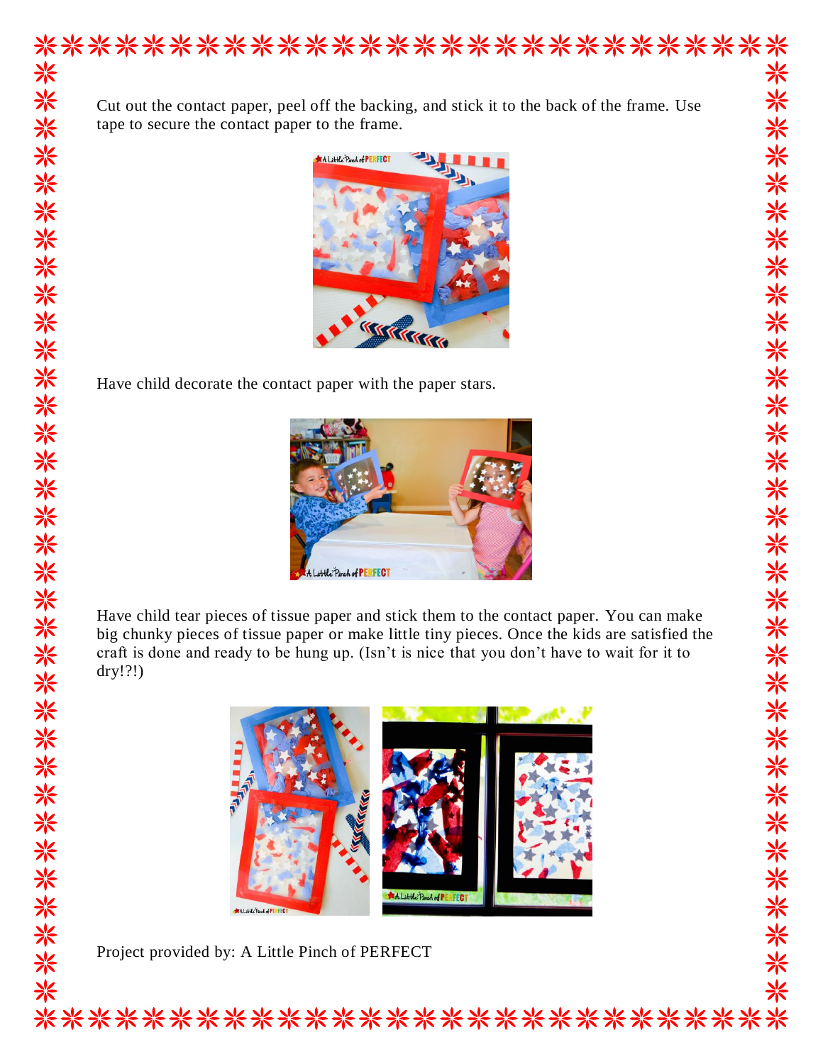Cut out the contact paper, peel off the backing, and stick it to the back of the frame. Use tape to secure the contact paper to the frame.

Have child decorate the contact paper with the paper stars.

Have child tear pieces of tissue paper and stick them to the contact paper. You can make big chunky pieces of tissue paper or make little tiny pieces. Once the kids are satisfied the craft is done and ready to be hung up. (Isn't is nice that you don't have to wait for it to dry!?!)

Project provided by: A Little Pinch of PERFECT